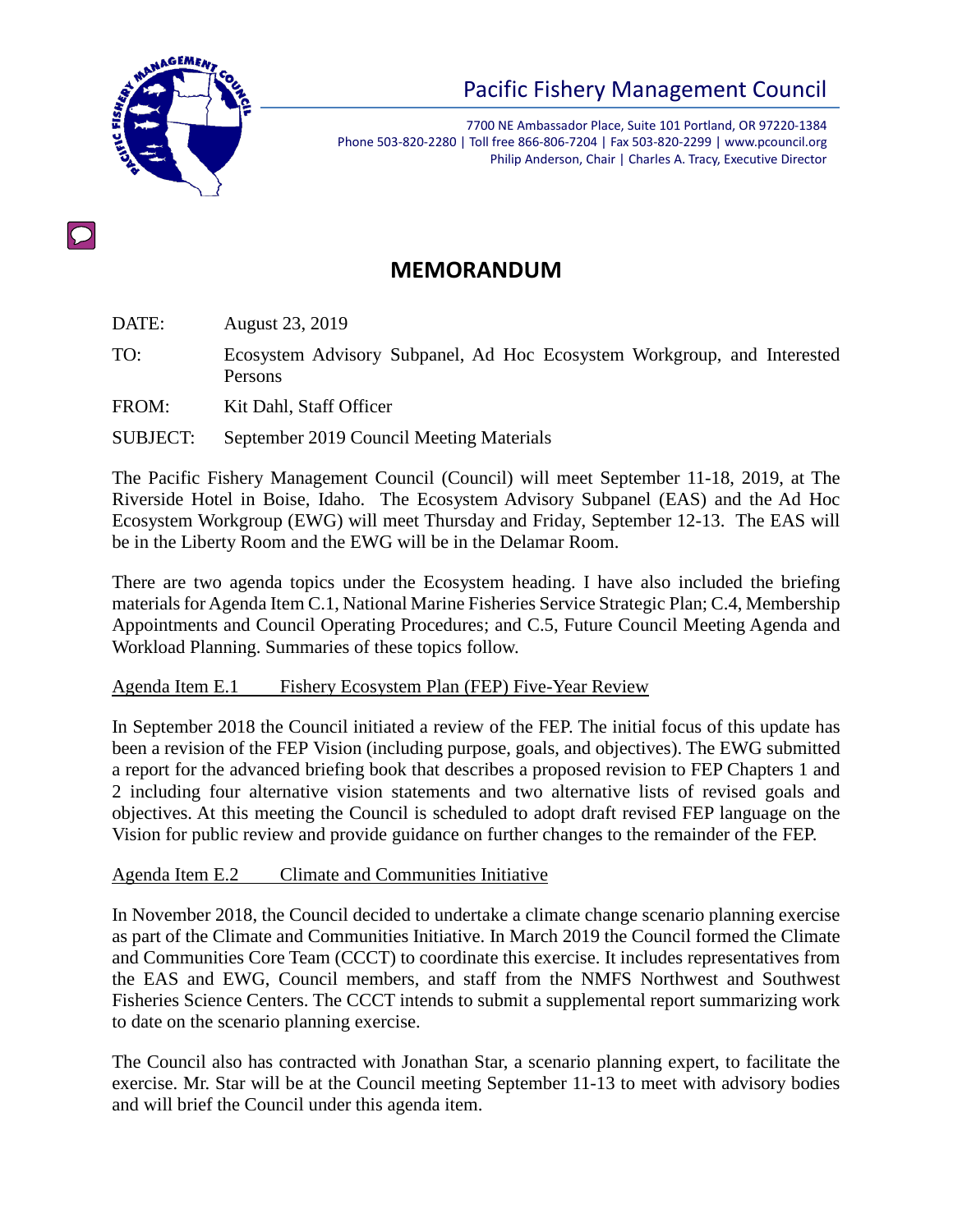# Pacific Fishery Management Council

7700 NE Ambassador Place, Suite 101 Portland, OR 97220-1384
Phone 503-820-2280 | Toll free 866-806-7204 | Fax 503-820-2299 | www.pcouncil.org
Philip Anderson, Chair | Charles A. Tracy, Executive Director

## MEMORANDUM

DATE: August 23, 2019

TO: Ecosystem Advisory Subpanel, Ad Hoc Ecosystem Workgroup, and Interested Persons

FROM: Kit Dahl, Staff Officer

SUBJECT: September 2019 Council Meeting Materials

The Pacific Fishery Management Council (Council) will meet September 11-18, 2019, at The Riverside Hotel in Boise, Idaho. The Ecosystem Advisory Subpanel (EAS) and the Ad Hoc Ecosystem Workgroup (EWG) will meet Thursday and Friday, September 12-13. The EAS will be in the Liberty Room and the EWG will be in the Delamar Room.

There are two agenda topics under the Ecosystem heading. I have also included the briefing materials for Agenda Item C.1, National Marine Fisheries Service Strategic Plan; C.4, Membership Appointments and Council Operating Procedures; and C.5, Future Council Meeting Agenda and Workload Planning. Summaries of these topics follow.

Agenda Item E.1 Fishery Ecosystem Plan (FEP) Five-Year Review

In September 2018 the Council initiated a review of the FEP. The initial focus of this update has been a revision of the FEP Vision (including purpose, goals, and objectives). The EWG submitted a report for the advanced briefing book that describes a proposed revision to FEP Chapters 1 and 2 including four alternative vision statements and two alternative lists of revised goals and objectives. At this meeting the Council is scheduled to adopt draft revised FEP language on the Vision for public review and provide guidance on further changes to the remainder of the FEP.

Agenda Item E.2 Climate and Communities Initiative

In November 2018, the Council decided to undertake a climate change scenario planning exercise as part of the Climate and Communities Initiative. In March 2019 the Council formed the Climate and Communities Core Team (CCCT) to coordinate this exercise. It includes representatives from the EAS and EWG, Council members, and staff from the NMFS Northwest and Southwest Fisheries Science Centers. The CCCT intends to submit a supplemental report summarizing work to date on the scenario planning exercise.

The Council also has contracted with Jonathan Star, a scenario planning expert, to facilitate the exercise. Mr. Star will be at the Council meeting September 11-13 to meet with advisory bodies and will brief the Council under this agenda item.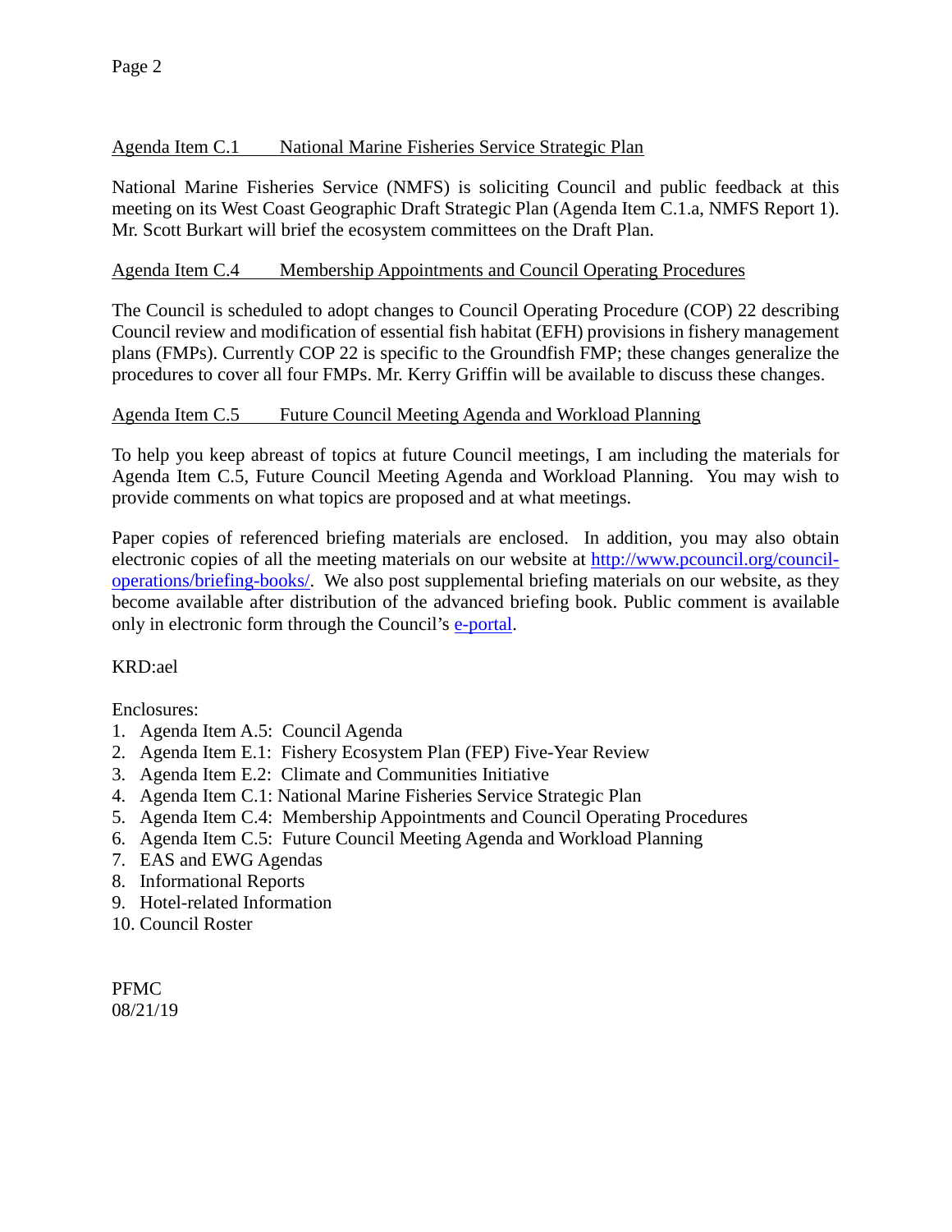## Agenda Item C.1 National Marine Fisheries Service Strategic Plan

National Marine Fisheries Service (NMFS) is soliciting Council and public feedback at this meeting on its West Coast Geographic Draft Strategic Plan (Agenda Item C.1.a, NMFS Report 1). Mr. Scott Burkart will brief the ecosystem committees on the Draft Plan.

## Agenda Item C.4 Membership Appointments and Council Operating Procedures

The Council is scheduled to adopt changes to Council Operating Procedure (COP) 22 describing Council review and modification of essential fish habitat (EFH) provisions in fishery management plans (FMPs). Currently COP 22 is specific to the Groundfish FMP; these changes generalize the procedures to cover all four FMPs. Mr. Kerry Griffin will be available to discuss these changes.

## Agenda Item C.5 Future Council Meeting Agenda and Workload Planning

To help you keep abreast of topics at future Council meetings, I am including the materials for Agenda Item C.5, Future Council Meeting Agenda and Workload Planning. You may wish to provide comments on what topics are proposed and at what meetings.

Paper copies of referenced briefing materials are enclosed. In addition, you may also obtain electronic copies of all the meeting materials on our website at [http://www.pcouncil.org/council-operations/briefing-books/](http://www.pcouncil.org/council-operations/briefing-books/). We also post supplemental briefing materials on our website, as they become available after distribution of the advanced briefing book. Public comment is available only in electronic form through the Council's e-portal.

KRD:ael

Enclosures:

1. Agenda Item A.5: Council Agenda
2. Agenda Item E.1: Fishery Ecosystem Plan (FEP) Five-Year Review
3. Agenda Item E.2: Climate and Communities Initiative
4. Agenda Item C.1: National Marine Fisheries Service Strategic Plan
5. Agenda Item C.4: Membership Appointments and Council Operating Procedures
6. Agenda Item C.5: Future Council Meeting Agenda and Workload Planning
7. EAS and EWG Agendas
8. Informational Reports
9. Hotel-related Information
10. Council Roster

PFMC
08/21/19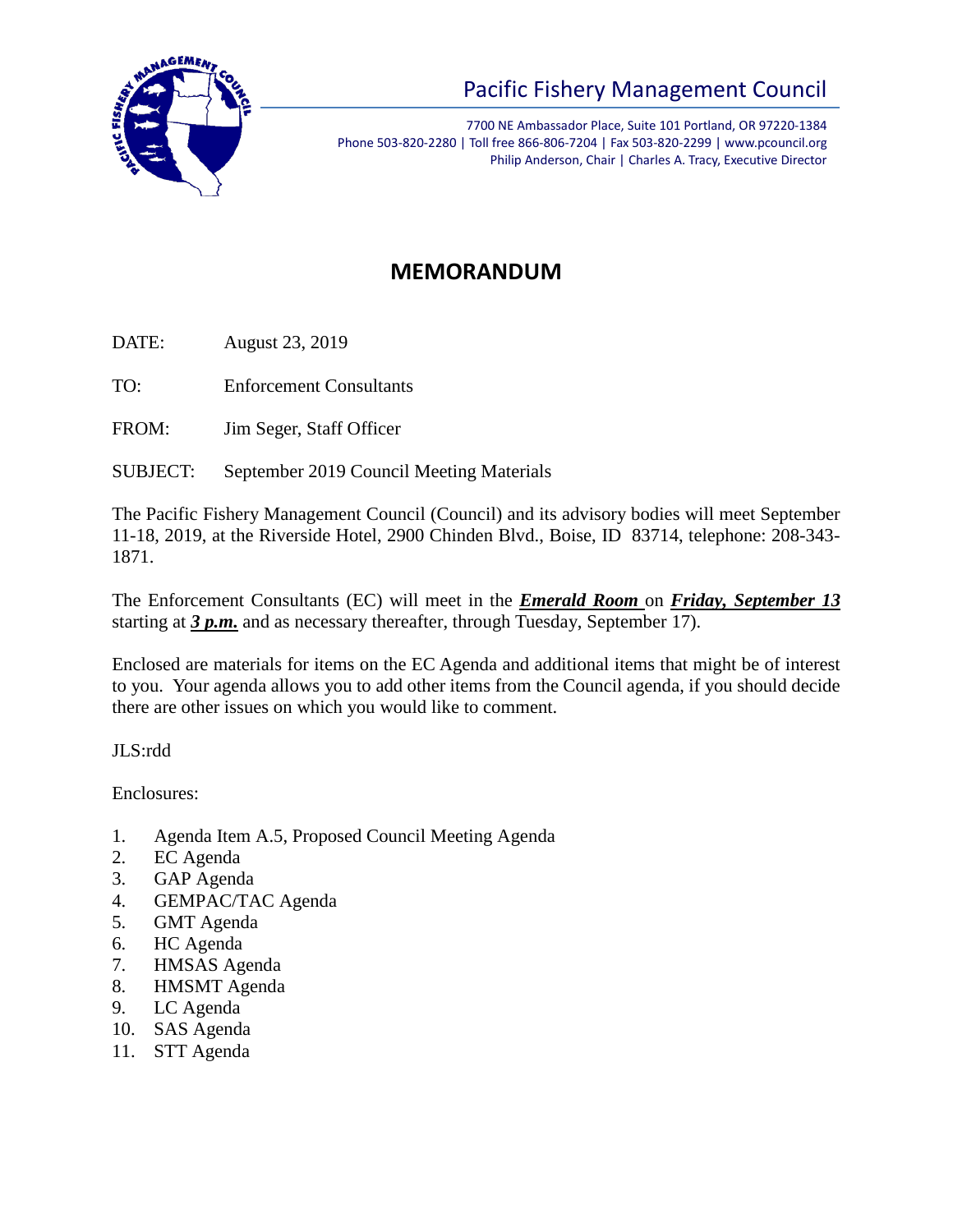# Pacific Fishery Management Council

7700 NE Ambassador Place, Suite 101 Portland, OR 97220-1384
Phone 503-820-2280 | Toll free 866-806-7204 | Fax 503-820-2299 | www.pcouncil.org
Philip Anderson, Chair | Charles A. Tracy, Executive Director

## MEMORANDUM

DATE: August 23, 2019

TO: Enforcement Consultants

FROM: Jim Seger, Staff Officer

SUBJECT: September 2019 Council Meeting Materials

The Pacific Fishery Management Council (Council) and its advisory bodies will meet September 11-18, 2019, at the Riverside Hotel, 2900 Chinden Blvd., Boise, ID 83714, telephone: 208-343-1871.

The Enforcement Consultants (EC) will meet in the ***Emerald Room*** on ***Friday, September 13*** starting at ***3 p.m.*** and as necessary thereafter, through Tuesday, September 17).

Enclosed are materials for items on the EC Agenda and additional items that might be of interest to you. Your agenda allows you to add other items from the Council agenda, if you should decide there are other issues on which you would like to comment.

JLS:rdd

Enclosures:

1. Agenda Item A.5, Proposed Council Meeting Agenda
2. EC Agenda
3. GAP Agenda
4. GEMPAC/TAC Agenda
5. GMT Agenda
6. HC Agenda
7. HMSAS Agenda
8. HMSMT Agenda
9. LC Agenda
10. SAS Agenda
11. STT Agenda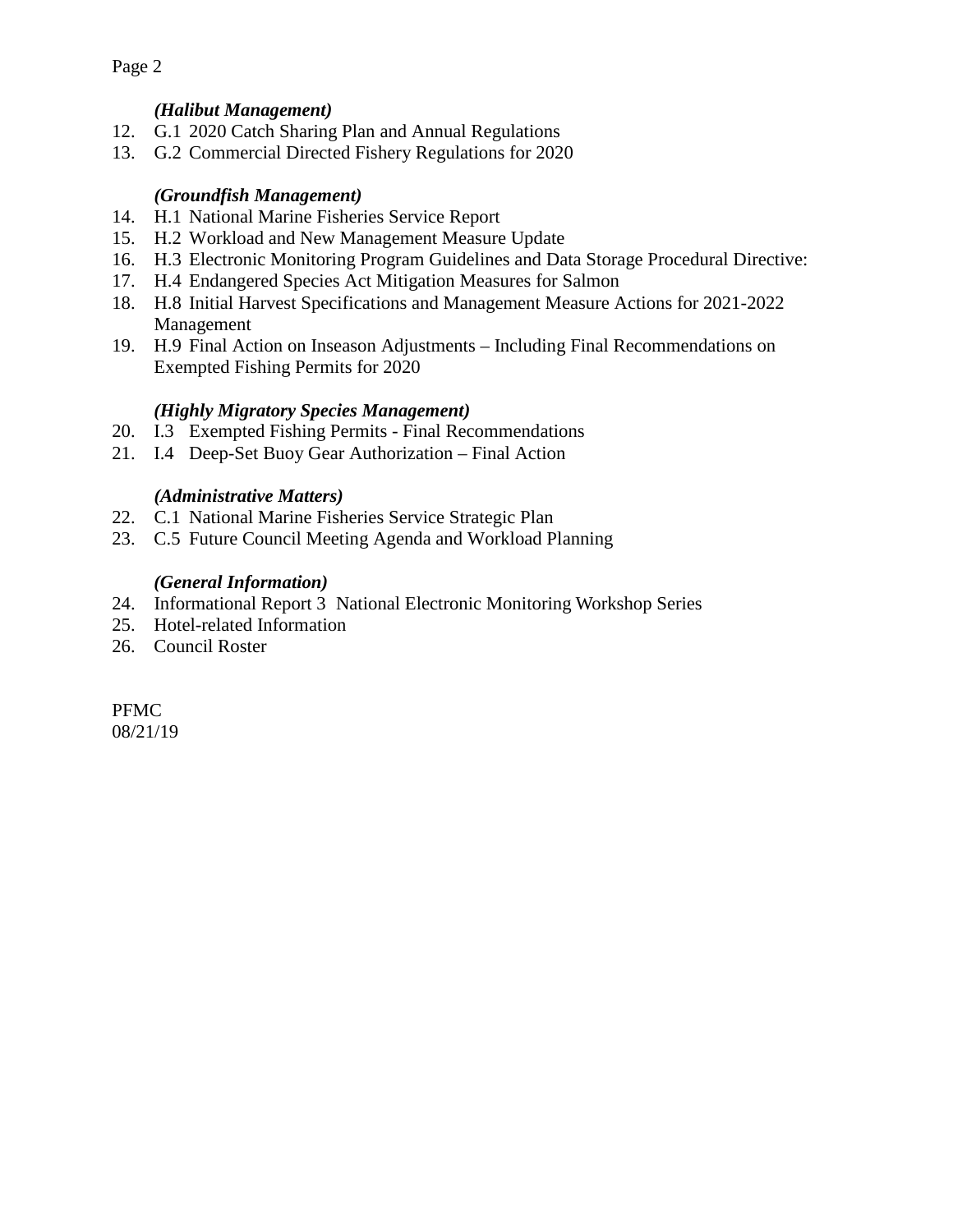*(Halibut Management)*

12. G.1 2020 Catch Sharing Plan and Annual Regulations
13. G.2 Commercial Directed Fishery Regulations for 2020

*(Groundfish Management)*

14. H.1 National Marine Fisheries Service Report
15. H.2 Workload and New Management Measure Update
16. H.3 Electronic Monitoring Program Guidelines and Data Storage Procedural Directive:
17. H.4 Endangered Species Act Mitigation Measures for Salmon
18. H.8 Initial Harvest Specifications and Management Measure Actions for 2021-2022 Management
19. H.9 Final Action on Inseason Adjustments – Including Final Recommendations on Exempted Fishing Permits for 2020

*(Highly Migratory Species Management)*

20. I.3 Exempted Fishing Permits - Final Recommendations
21. I.4 Deep-Set Buoy Gear Authorization – Final Action

*(Administrative Matters)*

22. C.1 National Marine Fisheries Service Strategic Plan
23. C.5 Future Council Meeting Agenda and Workload Planning

*(General Information)*

24. Informational Report 3 National Electronic Monitoring Workshop Series
25. Hotel-related Information
26. Council Roster

PFMC
08/21/19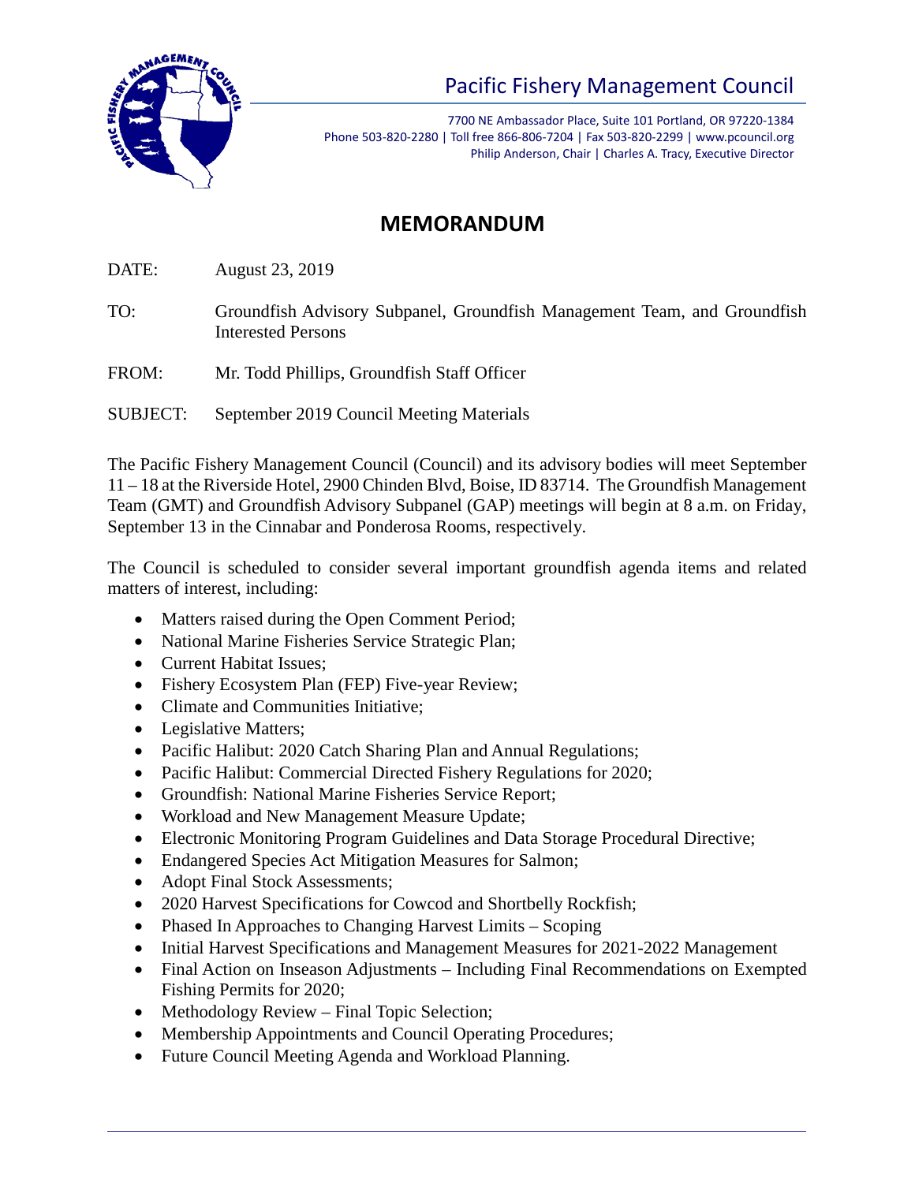# Pacific Fishery Management Council

7700 NE Ambassador Place, Suite 101 Portland, OR 97220-1384
Phone 503-820-2280 | Toll free 866-806-7204 | Fax 503-820-2299 | www.pcouncil.org
Philip Anderson, Chair | Charles A. Tracy, Executive Director

## MEMORANDUM

DATE: August 23, 2019

TO: Groundfish Advisory Subpanel, Groundfish Management Team, and Groundfish Interested Persons

FROM: Mr. Todd Phillips, Groundfish Staff Officer

SUBJECT: September 2019 Council Meeting Materials

The Pacific Fishery Management Council (Council) and its advisory bodies will meet September 11 – 18 at the Riverside Hotel, 2900 Chinden Blvd, Boise, ID 83714. The Groundfish Management Team (GMT) and Groundfish Advisory Subpanel (GAP) meetings will begin at 8 a.m. on Friday, September 13 in the Cinnabar and Ponderosa Rooms, respectively.

The Council is scheduled to consider several important groundfish agenda items and related matters of interest, including:

- Matters raised during the Open Comment Period;
- National Marine Fisheries Service Strategic Plan;
- Current Habitat Issues;
- Fishery Ecosystem Plan (FEP) Five-year Review;
- Climate and Communities Initiative;
- Legislative Matters;
- Pacific Halibut: 2020 Catch Sharing Plan and Annual Regulations;
- Pacific Halibut: Commercial Directed Fishery Regulations for 2020;
- Groundfish: National Marine Fisheries Service Report;
- Workload and New Management Measure Update;
- Electronic Monitoring Program Guidelines and Data Storage Procedural Directive;
- Endangered Species Act Mitigation Measures for Salmon;
- Adopt Final Stock Assessments;
- 2020 Harvest Specifications for Cowcod and Shortbelly Rockfish;
- Phased In Approaches to Changing Harvest Limits – Scoping
- Initial Harvest Specifications and Management Measures for 2021-2022 Management
- Final Action on Inseason Adjustments – Including Final Recommendations on Exempted Fishing Permits for 2020;
- Methodology Review – Final Topic Selection;
- Membership Appointments and Council Operating Procedures;
- Future Council Meeting Agenda and Workload Planning.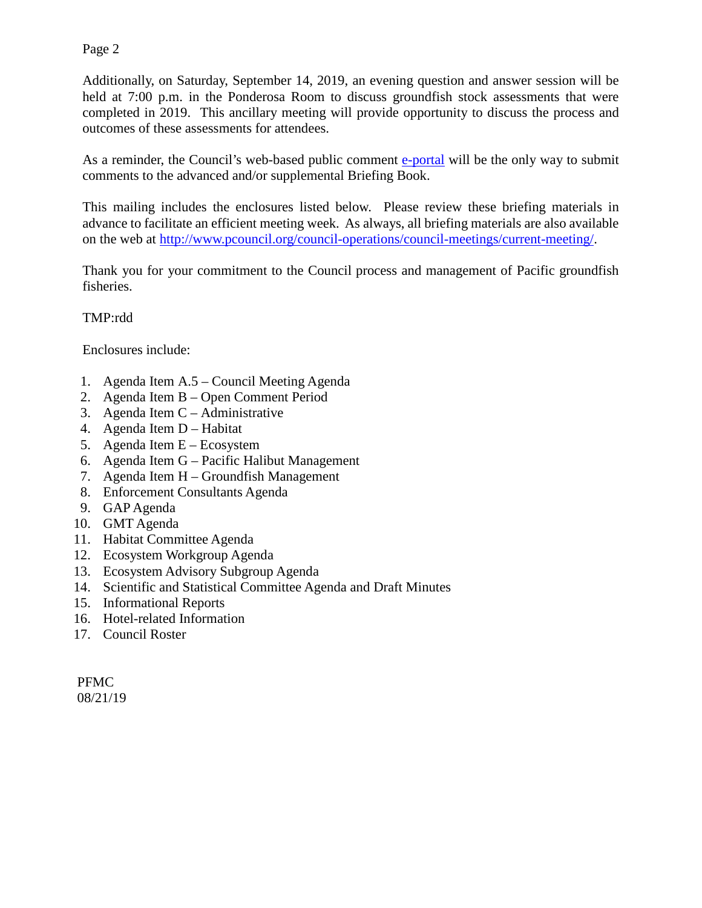Additionally, on Saturday, September 14, 2019, an evening question and answer session will be held at 7:00 p.m. in the Ponderosa Room to discuss groundfish stock assessments that were completed in 2019. This ancillary meeting will provide opportunity to discuss the process and outcomes of these assessments for attendees.

As a reminder, the Council's web-based public comment [e-portal]() will be the only way to submit comments to the advanced and/or supplemental Briefing Book.

This mailing includes the enclosures listed below. Please review these briefing materials in advance to facilitate an efficient meeting week. As always, all briefing materials are also available on the web at [http://www.pcouncil.org/council-operations/council-meetings/current-meeting/](http://www.pcouncil.org/council-operations/council-meetings/current-meeting/).

Thank you for your commitment to the Council process and management of Pacific groundfish fisheries.

TMP:rdd

Enclosures include:

1. Agenda Item A.5 – Council Meeting Agenda
2. Agenda Item B – Open Comment Period
3. Agenda Item C – Administrative
4. Agenda Item D – Habitat
5. Agenda Item E – Ecosystem
6. Agenda Item G – Pacific Halibut Management
7. Agenda Item H – Groundfish Management
8. Enforcement Consultants Agenda
9. GAP Agenda
10. GMT Agenda
11. Habitat Committee Agenda
12. Ecosystem Workgroup Agenda
13. Ecosystem Advisory Subgroup Agenda
14. Scientific and Statistical Committee Agenda and Draft Minutes
15. Informational Reports
16. Hotel-related Information
17. Council Roster

PFMC
08/21/19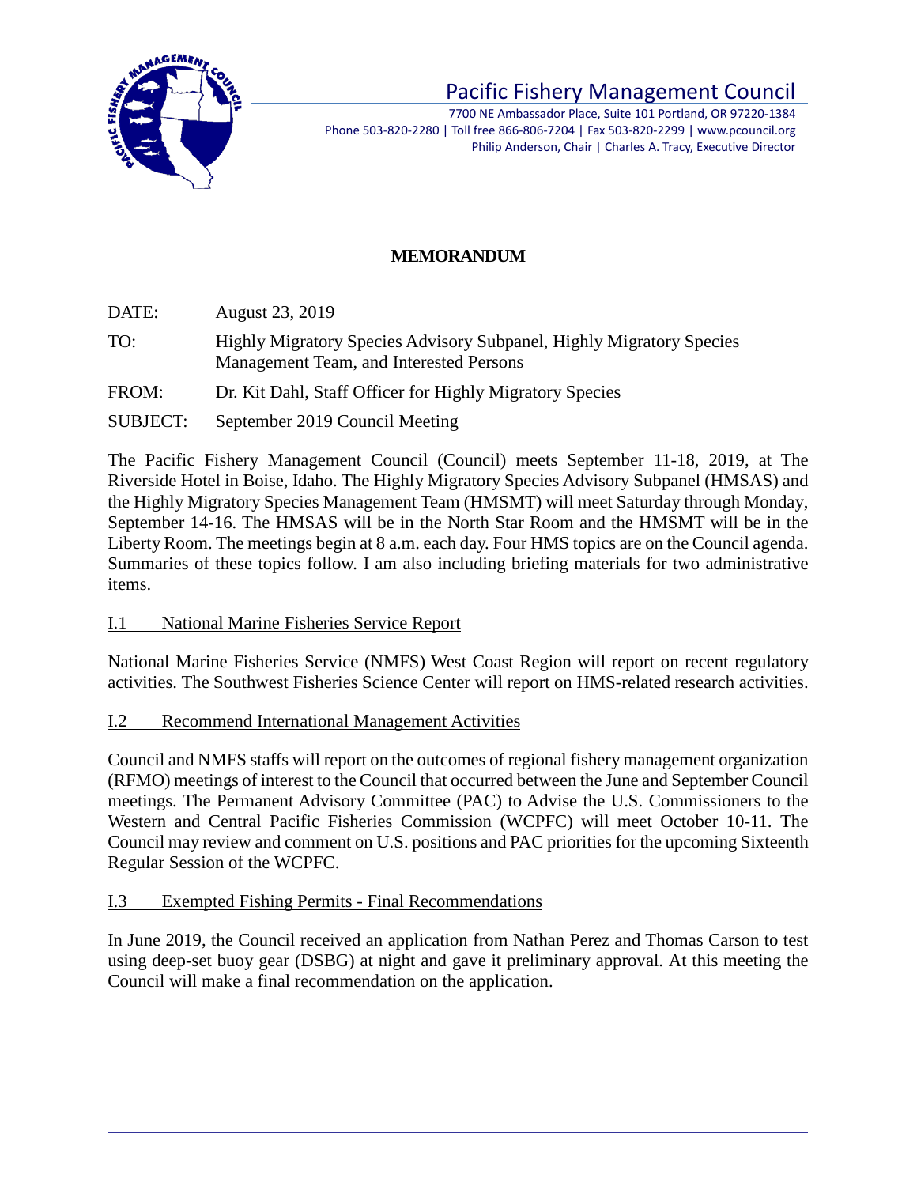# Pacific Fishery Management Council

7700 NE Ambassador Place, Suite 101 Portland, OR 97220-1384
Phone 503-820-2280 | Toll free 866-806-7204 | Fax 503-820-2299 | www.pcouncil.org
Philip Anderson, Chair | Charles A. Tracy, Executive Director

## MEMORANDUM

DATE: August 23, 2019

TO: Highly Migratory Species Advisory Subpanel, Highly Migratory Species Management Team, and Interested Persons

FROM: Dr. Kit Dahl, Staff Officer for Highly Migratory Species

SUBJECT: September 2019 Council Meeting

The Pacific Fishery Management Council (Council) meets September 11-18, 2019, at The Riverside Hotel in Boise, Idaho. The Highly Migratory Species Advisory Subpanel (HMSAS) and the Highly Migratory Species Management Team (HMSMT) will meet Saturday through Monday, September 14-16. The HMSAS will be in the North Star Room and the HMSMT will be in the Liberty Room. The meetings begin at 8 a.m. each day. Four HMS topics are on the Council agenda. Summaries of these topics follow. I am also including briefing materials for two administrative items.

### I.1 National Marine Fisheries Service Report

National Marine Fisheries Service (NMFS) West Coast Region will report on recent regulatory activities. The Southwest Fisheries Science Center will report on HMS-related research activities.

### I.2 Recommend International Management Activities

Council and NMFS staffs will report on the outcomes of regional fishery management organization (RFMO) meetings of interest to the Council that occurred between the June and September Council meetings. The Permanent Advisory Committee (PAC) to Advise the U.S. Commissioners to the Western and Central Pacific Fisheries Commission (WCPFC) will meet October 10-11. The Council may review and comment on U.S. positions and PAC priorities for the upcoming Sixteenth Regular Session of the WCPFC.

### I.3 Exempted Fishing Permits - Final Recommendations

In June 2019, the Council received an application from Nathan Perez and Thomas Carson to test using deep-set buoy gear (DSBG) at night and gave it preliminary approval. At this meeting the Council will make a final recommendation on the application.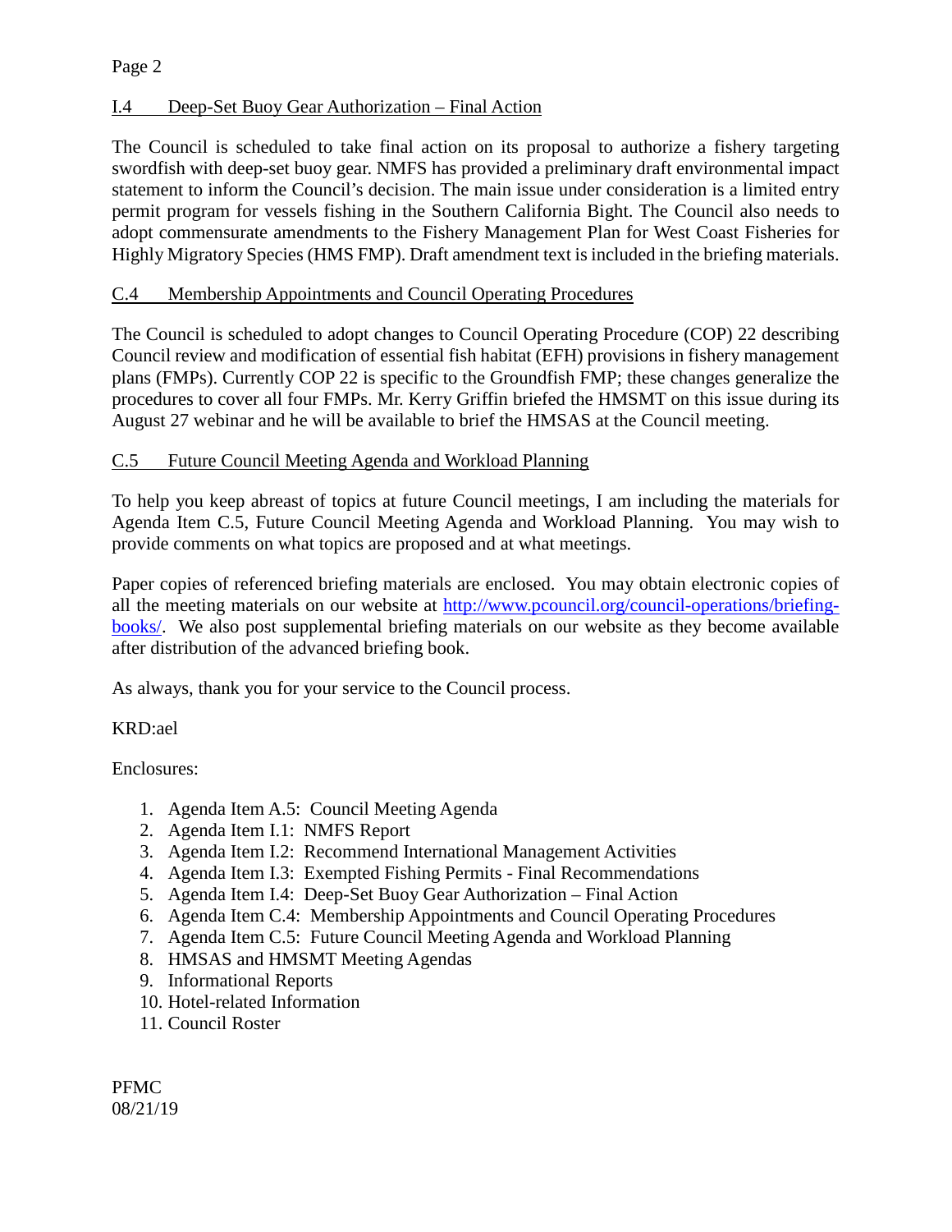## I.4 Deep-Set Buoy Gear Authorization – Final Action

The Council is scheduled to take final action on its proposal to authorize a fishery targeting swordfish with deep-set buoy gear. NMFS has provided a preliminary draft environmental impact statement to inform the Council's decision. The main issue under consideration is a limited entry permit program for vessels fishing in the Southern California Bight. The Council also needs to adopt commensurate amendments to the Fishery Management Plan for West Coast Fisheries for Highly Migratory Species (HMS FMP). Draft amendment text is included in the briefing materials.

## C.4 Membership Appointments and Council Operating Procedures

The Council is scheduled to adopt changes to Council Operating Procedure (COP) 22 describing Council review and modification of essential fish habitat (EFH) provisions in fishery management plans (FMPs). Currently COP 22 is specific to the Groundfish FMP; these changes generalize the procedures to cover all four FMPs. Mr. Kerry Griffin briefed the HMSMT on this issue during its August 27 webinar and he will be available to brief the HMSAS at the Council meeting.

## C.5 Future Council Meeting Agenda and Workload Planning

To help you keep abreast of topics at future Council meetings, I am including the materials for Agenda Item C.5, Future Council Meeting Agenda and Workload Planning. You may wish to provide comments on what topics are proposed and at what meetings.

Paper copies of referenced briefing materials are enclosed. You may obtain electronic copies of all the meeting materials on our website at [http://www.pcouncil.org/council-operations/briefing-books/](http://www.pcouncil.org/council-operations/briefing-books/). We also post supplemental briefing materials on our website as they become available after distribution of the advanced briefing book.

As always, thank you for your service to the Council process.

KRD:ael

Enclosures:

1. Agenda Item A.5: Council Meeting Agenda
2. Agenda Item I.1: NMFS Report
3. Agenda Item I.2: Recommend International Management Activities
4. Agenda Item I.3: Exempted Fishing Permits - Final Recommendations
5. Agenda Item I.4: Deep-Set Buoy Gear Authorization – Final Action
6. Agenda Item C.4: Membership Appointments and Council Operating Procedures
7. Agenda Item C.5: Future Council Meeting Agenda and Workload Planning
8. HMSAS and HMSMT Meeting Agendas
9. Informational Reports
10. Hotel-related Information
11. Council Roster

PFMC
08/21/19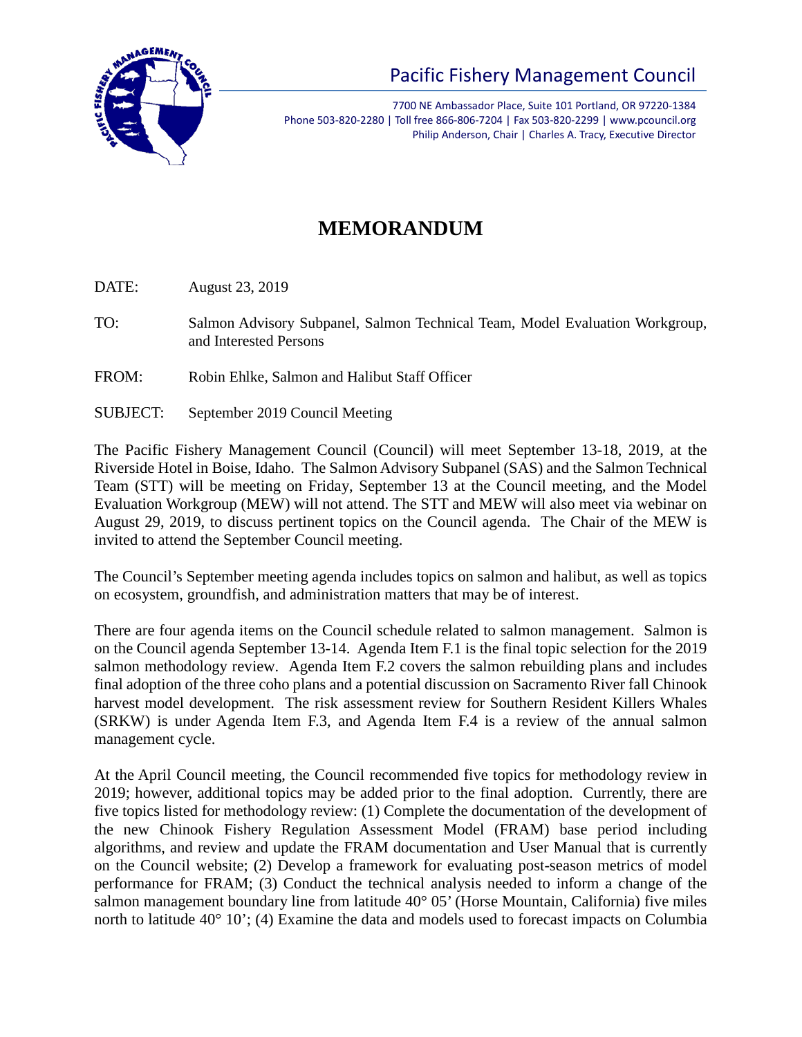Pacific Fishery Management Council

7700 NE Ambassador Place, Suite 101 Portland, OR 97220-1384
Phone 503-820-2280 | Toll free 866-806-7204 | Fax 503-820-2299 | www.pcouncil.org
Philip Anderson, Chair | Charles A. Tracy, Executive Director

# MEMORANDUM

DATE: August 23, 2019

TO: Salmon Advisory Subpanel, Salmon Technical Team, Model Evaluation Workgroup, and Interested Persons

FROM: Robin Ehlke, Salmon and Halibut Staff Officer

SUBJECT: September 2019 Council Meeting

The Pacific Fishery Management Council (Council) will meet September 13-18, 2019, at the Riverside Hotel in Boise, Idaho. The Salmon Advisory Subpanel (SAS) and the Salmon Technical Team (STT) will be meeting on Friday, September 13 at the Council meeting, and the Model Evaluation Workgroup (MEW) will not attend. The STT and MEW will also meet via webinar on August 29, 2019, to discuss pertinent topics on the Council agenda. The Chair of the MEW is invited to attend the September Council meeting.

The Council's September meeting agenda includes topics on salmon and halibut, as well as topics on ecosystem, groundfish, and administration matters that may be of interest.

There are four agenda items on the Council schedule related to salmon management. Salmon is on the Council agenda September 13-14. Agenda Item F.1 is the final topic selection for the 2019 salmon methodology review. Agenda Item F.2 covers the salmon rebuilding plans and includes final adoption of the three coho plans and a potential discussion on Sacramento River fall Chinook harvest model development. The risk assessment review for Southern Resident Killers Whales (SRKW) is under Agenda Item F.3, and Agenda Item F.4 is a review of the annual salmon management cycle.

At the April Council meeting, the Council recommended five topics for methodology review in 2019; however, additional topics may be added prior to the final adoption. Currently, there are five topics listed for methodology review: (1) Complete the documentation of the development of the new Chinook Fishery Regulation Assessment Model (FRAM) base period including algorithms, and review and update the FRAM documentation and User Manual that is currently on the Council website; (2) Develop a framework for evaluating post-season metrics of model performance for FRAM; (3) Conduct the technical analysis needed to inform a change of the salmon management boundary line from latitude 40° 05' (Horse Mountain, California) five miles north to latitude 40° 10'; (4) Examine the data and models used to forecast impacts on Columbia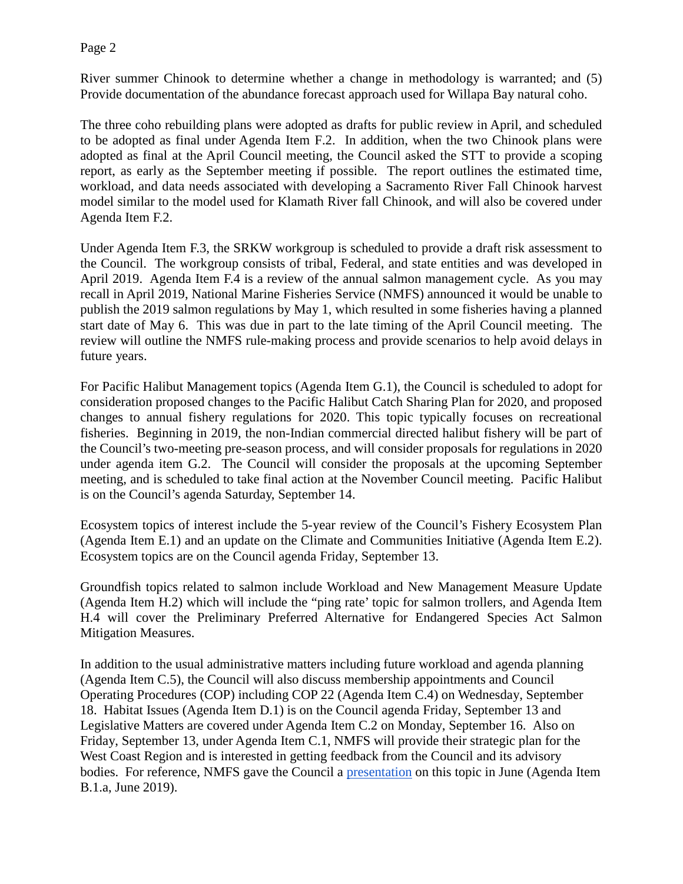River summer Chinook to determine whether a change in methodology is warranted; and (5) Provide documentation of the abundance forecast approach used for Willapa Bay natural coho.

The three coho rebuilding plans were adopted as drafts for public review in April, and scheduled to be adopted as final under Agenda Item F.2. In addition, when the two Chinook plans were adopted as final at the April Council meeting, the Council asked the STT to provide a scoping report, as early as the September meeting if possible. The report outlines the estimated time, workload, and data needs associated with developing a Sacramento River Fall Chinook harvest model similar to the model used for Klamath River fall Chinook, and will also be covered under Agenda Item F.2.

Under Agenda Item F.3, the SRKW workgroup is scheduled to provide a draft risk assessment to the Council. The workgroup consists of tribal, Federal, and state entities and was developed in April 2019. Agenda Item F.4 is a review of the annual salmon management cycle. As you may recall in April 2019, National Marine Fisheries Service (NMFS) announced it would be unable to publish the 2019 salmon regulations by May 1, which resulted in some fisheries having a planned start date of May 6. This was due in part to the late timing of the April Council meeting. The review will outline the NMFS rule-making process and provide scenarios to help avoid delays in future years.

For Pacific Halibut Management topics (Agenda Item G.1), the Council is scheduled to adopt for consideration proposed changes to the Pacific Halibut Catch Sharing Plan for 2020, and proposed changes to annual fishery regulations for 2020. This topic typically focuses on recreational fisheries. Beginning in 2019, the non-Indian commercial directed halibut fishery will be part of the Council's two-meeting pre-season process, and will consider proposals for regulations in 2020 under agenda item G.2. The Council will consider the proposals at the upcoming September meeting, and is scheduled to take final action at the November Council meeting. Pacific Halibut is on the Council's agenda Saturday, September 14.

Ecosystem topics of interest include the 5-year review of the Council's Fishery Ecosystem Plan (Agenda Item E.1) and an update on the Climate and Communities Initiative (Agenda Item E.2). Ecosystem topics are on the Council agenda Friday, September 13.

Groundfish topics related to salmon include Workload and New Management Measure Update (Agenda Item H.2) which will include the "ping rate' topic for salmon trollers, and Agenda Item H.4 will cover the Preliminary Preferred Alternative for Endangered Species Act Salmon Mitigation Measures.

In addition to the usual administrative matters including future workload and agenda planning (Agenda Item C.5), the Council will also discuss membership appointments and Council Operating Procedures (COP) including COP 22 (Agenda Item C.4) on Wednesday, September 18. Habitat Issues (Agenda Item D.1) is on the Council agenda Friday, September 13 and Legislative Matters are covered under Agenda Item C.2 on Monday, September 16. Also on Friday, September 13, under Agenda Item C.1, NMFS will provide their strategic plan for the West Coast Region and is interested in getting feedback from the Council and its advisory bodies. For reference, NMFS gave the Council a presentation on this topic in June (Agenda Item B.1.a, June 2019).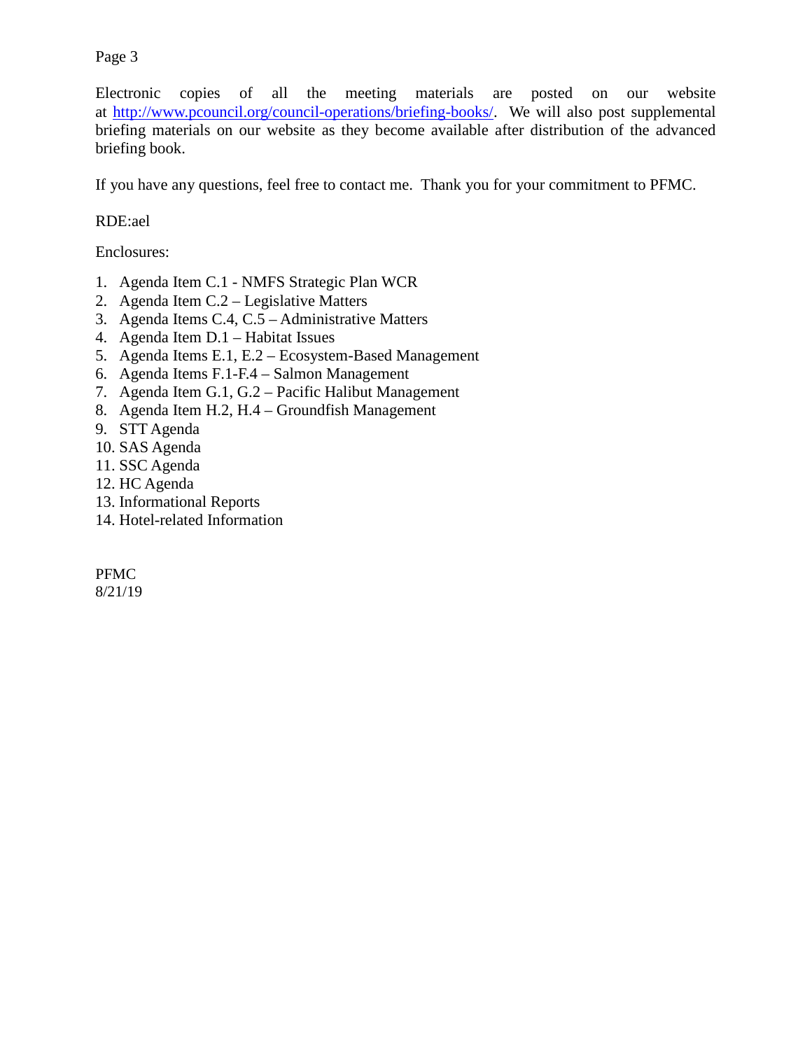Electronic copies of all the meeting materials are posted on our website at http://www.pcouncil.org/council-operations/briefing-books/. We will also post supplemental briefing materials on our website as they become available after distribution of the advanced briefing book.

If you have any questions, feel free to contact me. Thank you for your commitment to PFMC.

RDE:ael

Enclosures:

1. Agenda Item C.1 - NMFS Strategic Plan WCR
2. Agenda Item C.2 – Legislative Matters
3. Agenda Items C.4, C.5 – Administrative Matters
4. Agenda Item D.1 – Habitat Issues
5. Agenda Items E.1, E.2 – Ecosystem-Based Management
6. Agenda Items F.1-F.4 – Salmon Management
7. Agenda Item G.1, G.2 – Pacific Halibut Management
8. Agenda Item H.2, H.4 – Groundfish Management
9. STT Agenda
10. SAS Agenda
11. SSC Agenda
12. HC Agenda
13. Informational Reports
14. Hotel-related Information

PFMC
8/21/19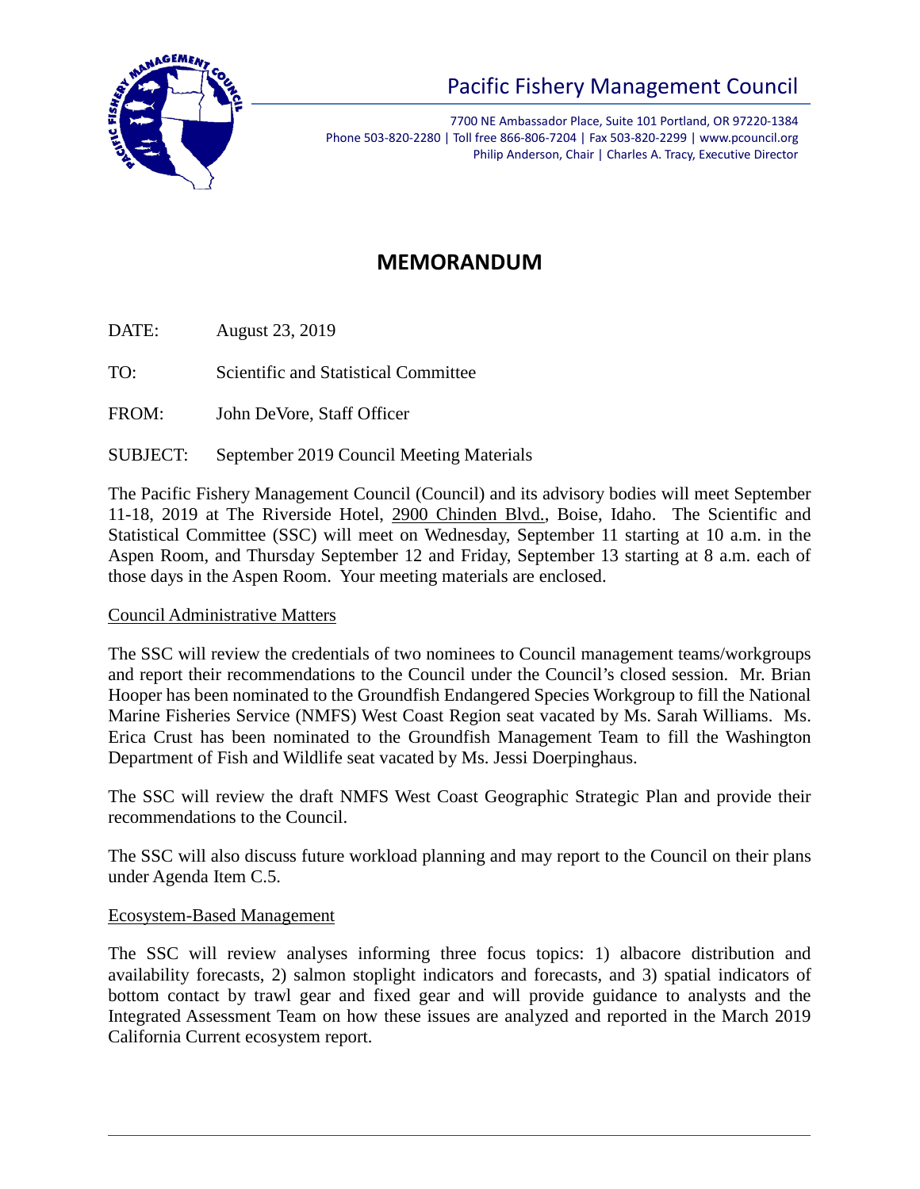# Pacific Fishery Management Council

7700 NE Ambassador Place, Suite 101 Portland, OR 97220-1384
Phone 503-820-2280 | Toll free 866-806-7204 | Fax 503-820-2299 | www.pcouncil.org
Philip Anderson, Chair | Charles A. Tracy, Executive Director

## MEMORANDUM

DATE: August 23, 2019

TO: Scientific and Statistical Committee

FROM: John DeVore, Staff Officer

SUBJECT: September 2019 Council Meeting Materials

The Pacific Fishery Management Council (Council) and its advisory bodies will meet September 11-18, 2019 at The Riverside Hotel, 2900 Chinden Blvd., Boise, Idaho. The Scientific and Statistical Committee (SSC) will meet on Wednesday, September 11 starting at 10 a.m. in the Aspen Room, and Thursday September 12 and Friday, September 13 starting at 8 a.m. each of those days in the Aspen Room. Your meeting materials are enclosed.

### Council Administrative Matters

The SSC will review the credentials of two nominees to Council management teams/workgroups and report their recommendations to the Council under the Council's closed session. Mr. Brian Hooper has been nominated to the Groundfish Endangered Species Workgroup to fill the National Marine Fisheries Service (NMFS) West Coast Region seat vacated by Ms. Sarah Williams. Ms. Erica Crust has been nominated to the Groundfish Management Team to fill the Washington Department of Fish and Wildlife seat vacated by Ms. Jessi Doerpinghaus.

The SSC will review the draft NMFS West Coast Geographic Strategic Plan and provide their recommendations to the Council.

The SSC will also discuss future workload planning and may report to the Council on their plans under Agenda Item C.5.

### Ecosystem-Based Management

The SSC will review analyses informing three focus topics: 1) albacore distribution and availability forecasts, 2) salmon stoplight indicators and forecasts, and 3) spatial indicators of bottom contact by trawl gear and fixed gear and will provide guidance to analysts and the Integrated Assessment Team on how these issues are analyzed and reported in the March 2019 California Current ecosystem report.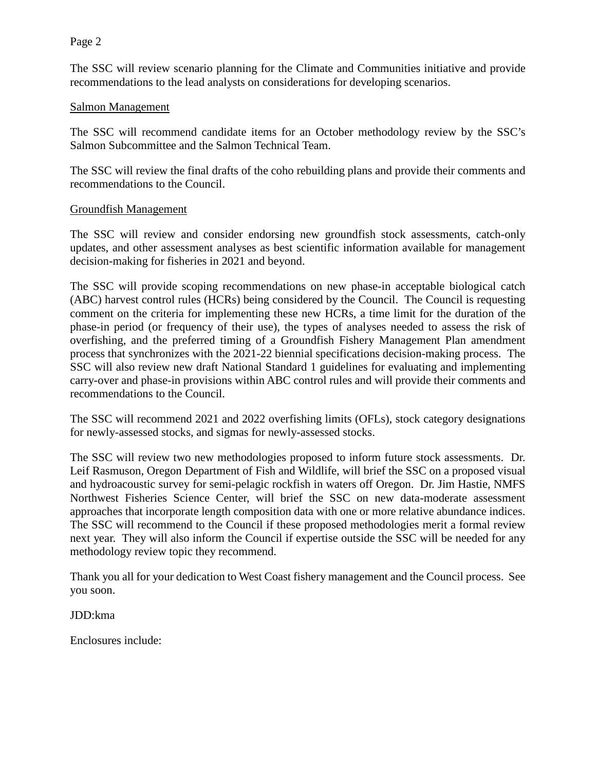The SSC will review scenario planning for the Climate and Communities initiative and provide recommendations to the lead analysts on considerations for developing scenarios.

Salmon Management

The SSC will recommend candidate items for an October methodology review by the SSC's Salmon Subcommittee and the Salmon Technical Team.

The SSC will review the final drafts of the coho rebuilding plans and provide their comments and recommendations to the Council.

Groundfish Management

The SSC will review and consider endorsing new groundfish stock assessments, catch-only updates, and other assessment analyses as best scientific information available for management decision-making for fisheries in 2021 and beyond.

The SSC will provide scoping recommendations on new phase-in acceptable biological catch (ABC) harvest control rules (HCRs) being considered by the Council. The Council is requesting comment on the criteria for implementing these new HCRs, a time limit for the duration of the phase-in period (or frequency of their use), the types of analyses needed to assess the risk of overfishing, and the preferred timing of a Groundfish Fishery Management Plan amendment process that synchronizes with the 2021-22 biennial specifications decision-making process. The SSC will also review new draft National Standard 1 guidelines for evaluating and implementing carry-over and phase-in provisions within ABC control rules and will provide their comments and recommendations to the Council.

The SSC will recommend 2021 and 2022 overfishing limits (OFLs), stock category designations for newly-assessed stocks, and sigmas for newly-assessed stocks.

The SSC will review two new methodologies proposed to inform future stock assessments. Dr. Leif Rasmuson, Oregon Department of Fish and Wildlife, will brief the SSC on a proposed visual and hydroacoustic survey for semi-pelagic rockfish in waters off Oregon. Dr. Jim Hastie, NMFS Northwest Fisheries Science Center, will brief the SSC on new data-moderate assessment approaches that incorporate length composition data with one or more relative abundance indices. The SSC will recommend to the Council if these proposed methodologies merit a formal review next year. They will also inform the Council if expertise outside the SSC will be needed for any methodology review topic they recommend.

Thank you all for your dedication to West Coast fishery management and the Council process. See you soon.

JDD:kma

Enclosures include: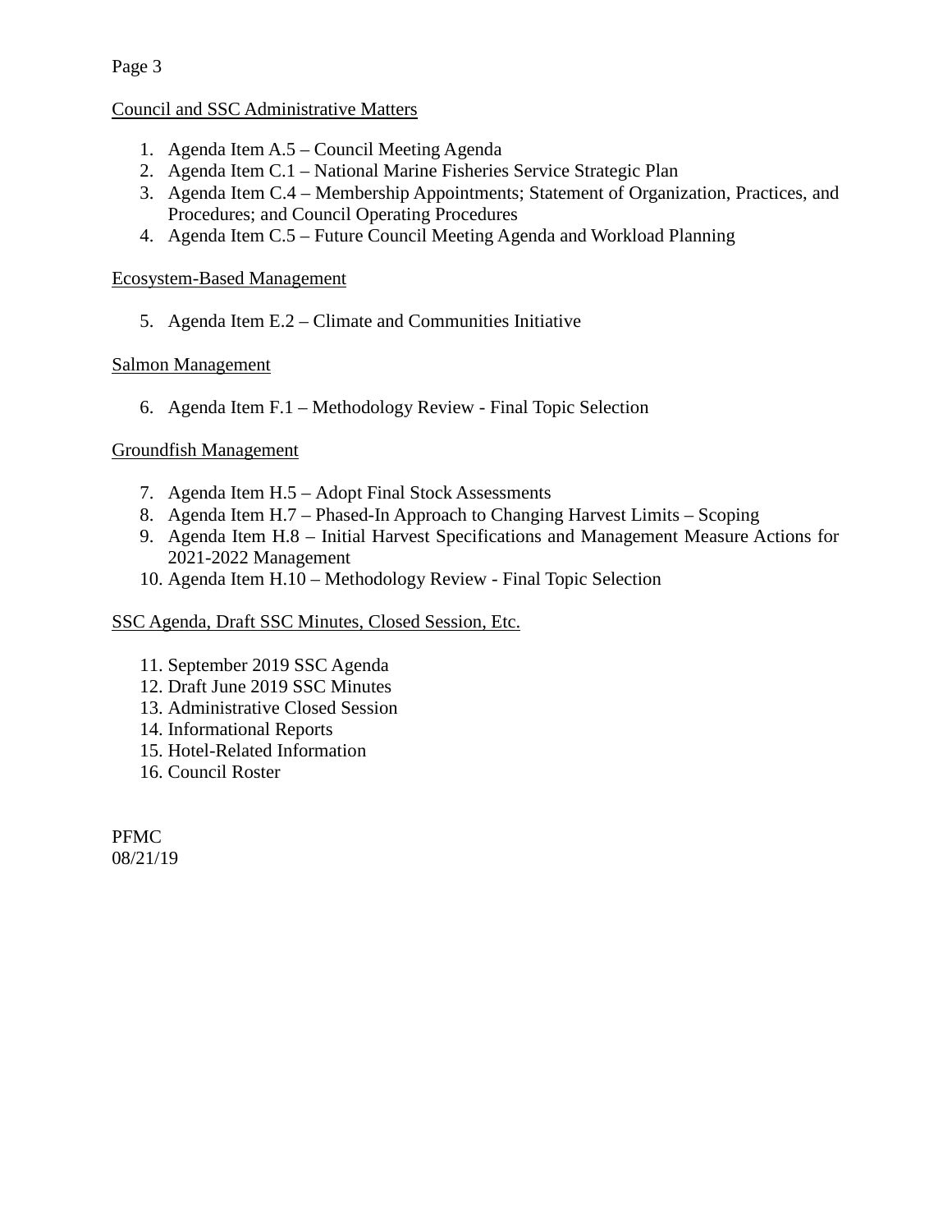Council and SSC Administrative Matters

1. Agenda Item A.5 – Council Meeting Agenda
2. Agenda Item C.1 – National Marine Fisheries Service Strategic Plan
3. Agenda Item C.4 – Membership Appointments; Statement of Organization, Practices, and Procedures; and Council Operating Procedures
4. Agenda Item C.5 – Future Council Meeting Agenda and Workload Planning

Ecosystem-Based Management

5. Agenda Item E.2 – Climate and Communities Initiative

Salmon Management

6. Agenda Item F.1 – Methodology Review - Final Topic Selection

Groundfish Management

7. Agenda Item H.5 – Adopt Final Stock Assessments
8. Agenda Item H.7 – Phased-In Approach to Changing Harvest Limits – Scoping
9. Agenda Item H.8 – Initial Harvest Specifications and Management Measure Actions for 2021-2022 Management
10. Agenda Item H.10 – Methodology Review - Final Topic Selection

SSC Agenda, Draft SSC Minutes, Closed Session, Etc.

11. September 2019 SSC Agenda
12. Draft June 2019 SSC Minutes
13. Administrative Closed Session
14. Informational Reports
15. Hotel-Related Information
16. Council Roster

PFMC
08/21/19